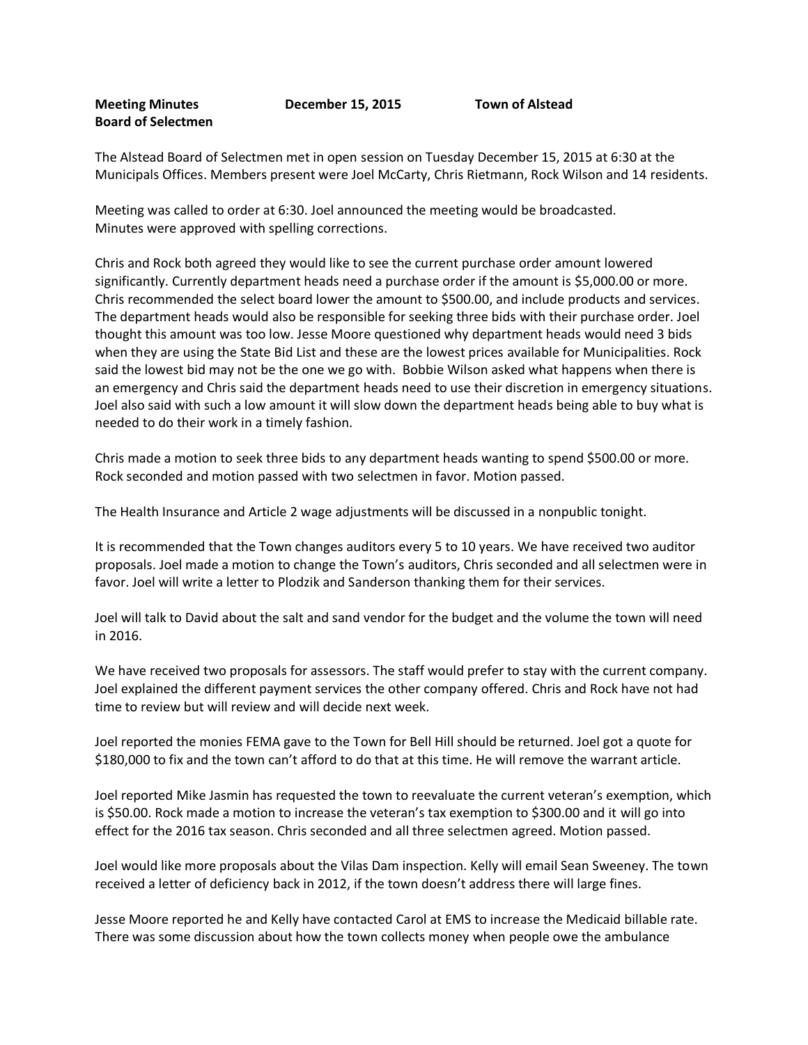**Meeting Minutes** **December 15, 2015** **Town of Alstead**
**Board of Selectmen**

The Alstead Board of Selectmen met in open session on Tuesday December 15, 2015 at 6:30 at the Municipals Offices. Members present were Joel McCarty, Chris Rietmann, Rock Wilson and 14 residents.

Meeting was called to order at 6:30. Joel announced the meeting would be broadcasted.
Minutes were approved with spelling corrections.

Chris and Rock both agreed they would like to see the current purchase order amount lowered significantly. Currently department heads need a purchase order if the amount is $5,000.00 or more. Chris recommended the select board lower the amount to $500.00, and include products and services. The department heads would also be responsible for seeking three bids with their purchase order. Joel thought this amount was too low. Jesse Moore questioned why department heads would need 3 bids when they are using the State Bid List and these are the lowest prices available for Municipalities. Rock said the lowest bid may not be the one we go with. Bobbie Wilson asked what happens when there is an emergency and Chris said the department heads need to use their discretion in emergency situations. Joel also said with such a low amount it will slow down the department heads being able to buy what is needed to do their work in a timely fashion.

Chris made a motion to seek three bids to any department heads wanting to spend $500.00 or more. Rock seconded and motion passed with two selectmen in favor. Motion passed.

The Health Insurance and Article 2 wage adjustments will be discussed in a nonpublic tonight.

It is recommended that the Town changes auditors every 5 to 10 years. We have received two auditor proposals. Joel made a motion to change the Town's auditors, Chris seconded and all selectmen were in favor. Joel will write a letter to Plodzik and Sanderson thanking them for their services.

Joel will talk to David about the salt and sand vendor for the budget and the volume the town will need in 2016.

We have received two proposals for assessors. The staff would prefer to stay with the current company. Joel explained the different payment services the other company offered. Chris and Rock have not had time to review but will review and will decide next week.

Joel reported the monies FEMA gave to the Town for Bell Hill should be returned. Joel got a quote for $180,000 to fix and the town can't afford to do that at this time. He will remove the warrant article.

Joel reported Mike Jasmin has requested the town to reevaluate the current veteran's exemption, which is $50.00. Rock made a motion to increase the veteran's tax exemption to $300.00 and it will go into effect for the 2016 tax season. Chris seconded and all three selectmen agreed. Motion passed.

Joel would like more proposals about the Vilas Dam inspection. Kelly will email Sean Sweeney. The town received a letter of deficiency back in 2012, if the town doesn't address there will large fines.

Jesse Moore reported he and Kelly have contacted Carol at EMS to increase the Medicaid billable rate. There was some discussion about how the town collects money when people owe the ambulance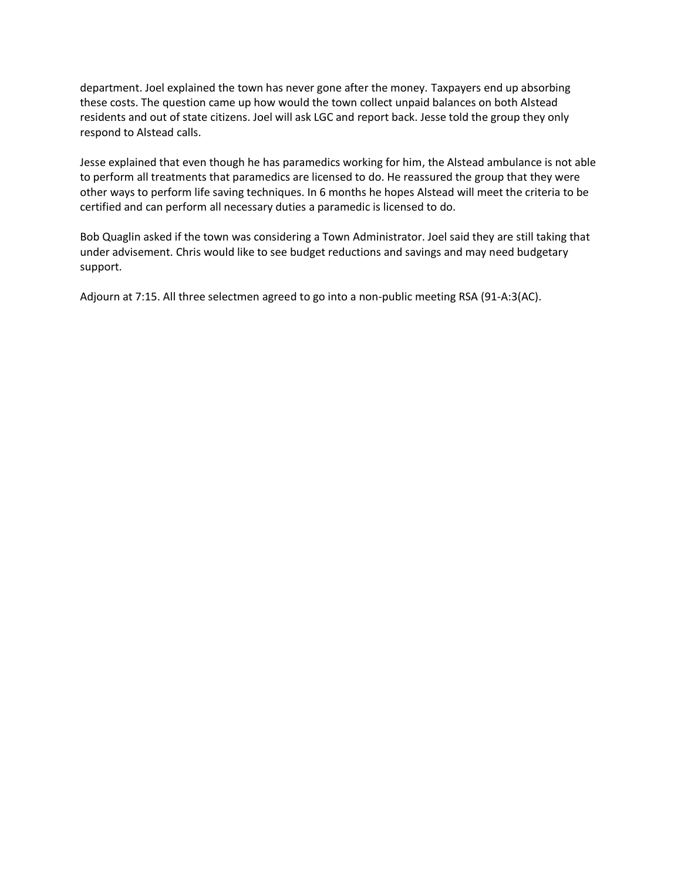department. Joel explained the town has never gone after the money. Taxpayers end up absorbing these costs. The question came up how would the town collect unpaid balances on both Alstead residents and out of state citizens. Joel will ask LGC and report back. Jesse told the group they only respond to Alstead calls.

Jesse explained that even though he has paramedics working for him, the Alstead ambulance is not able to perform all treatments that paramedics are licensed to do. He reassured the group that they were other ways to perform life saving techniques. In 6 months he hopes Alstead will meet the criteria to be certified and can perform all necessary duties a paramedic is licensed to do.

Bob Quaglin asked if the town was considering a Town Administrator. Joel said they are still taking that under advisement. Chris would like to see budget reductions and savings and may need budgetary support.

Adjourn at 7:15. All three selectmen agreed to go into a non-public meeting RSA (91-A:3(AC).